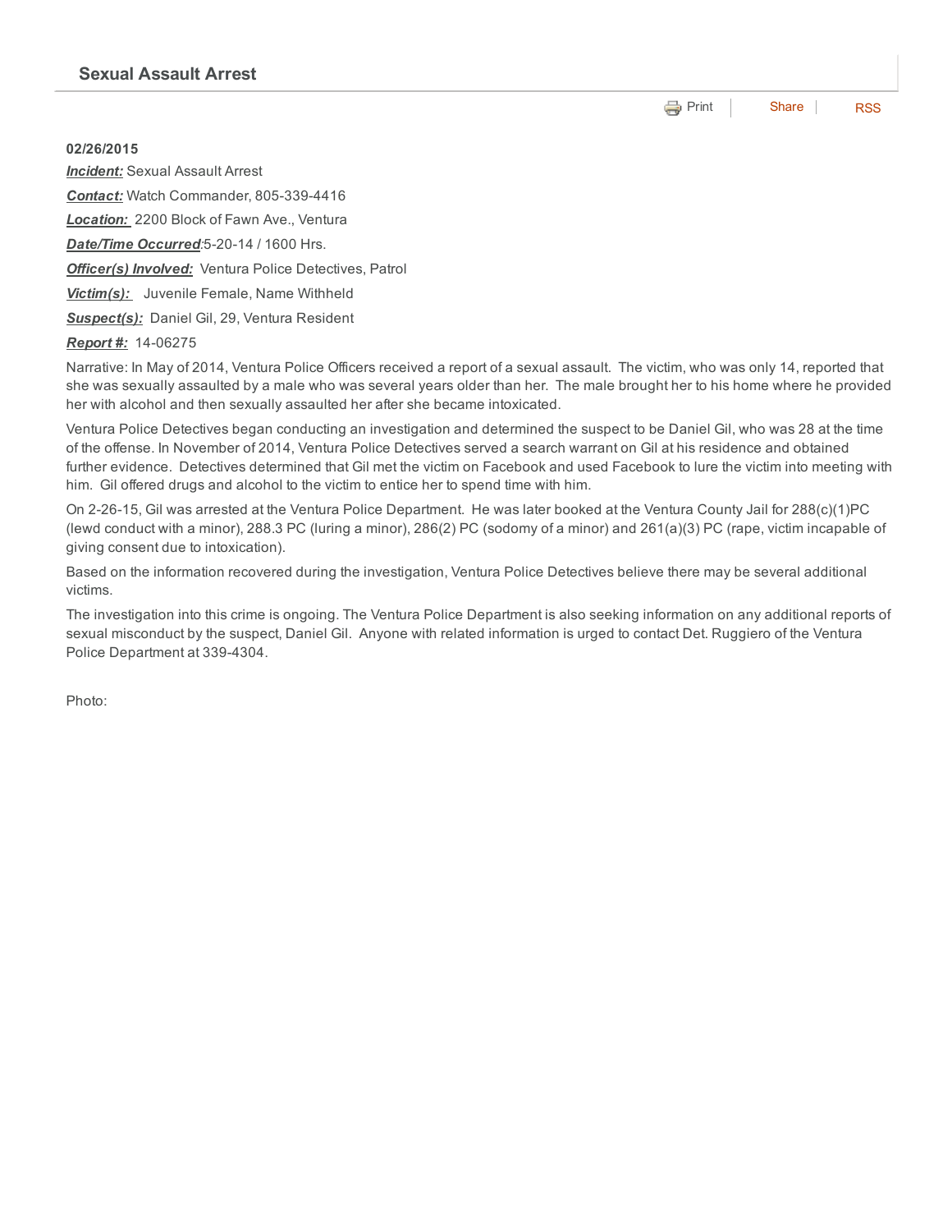## Sexual Assault Arrest

Print | Share | RSS

**02/26/2015**

***Incident:*** Sexual Assault Arrest

***Contact:*** Watch Commander, 805-339-4416

***Location:*** 2200 Block of Fawn Ave., Ventura

***Date/Time Occurred***:5-20-14 / 1600 Hrs.

***Officer(s) Involved:*** Ventura Police Detectives, Patrol

***Victim(s):*** Juvenile Female, Name Withheld

***Suspect(s):*** Daniel Gil, 29, Ventura Resident

***Report #:*** 14-06275

Narrative: In May of 2014, Ventura Police Officers received a report of a sexual assault. The victim, who was only 14, reported that she was sexually assaulted by a male who was several years older than her. The male brought her to his home where he provided her with alcohol and then sexually assaulted her after she became intoxicated.

Ventura Police Detectives began conducting an investigation and determined the suspect to be Daniel Gil, who was 28 at the time of the offense. In November of 2014, Ventura Police Detectives served a search warrant on Gil at his residence and obtained further evidence. Detectives determined that Gil met the victim on Facebook and used Facebook to lure the victim into meeting with him. Gil offered drugs and alcohol to the victim to entice her to spend time with him.

On 2-26-15, Gil was arrested at the Ventura Police Department. He was later booked at the Ventura County Jail for 288(c)(1)PC (lewd conduct with a minor), 288.3 PC (luring a minor), 286(2) PC (sodomy of a minor) and 261(a)(3) PC (rape, victim incapable of giving consent due to intoxication).

Based on the information recovered during the investigation, Ventura Police Detectives believe there may be several additional victims.

The investigation into this crime is ongoing. The Ventura Police Department is also seeking information on any additional reports of sexual misconduct by the suspect, Daniel Gil. Anyone with related information is urged to contact Det. Ruggiero of the Ventura Police Department at 339-4304.

Photo: